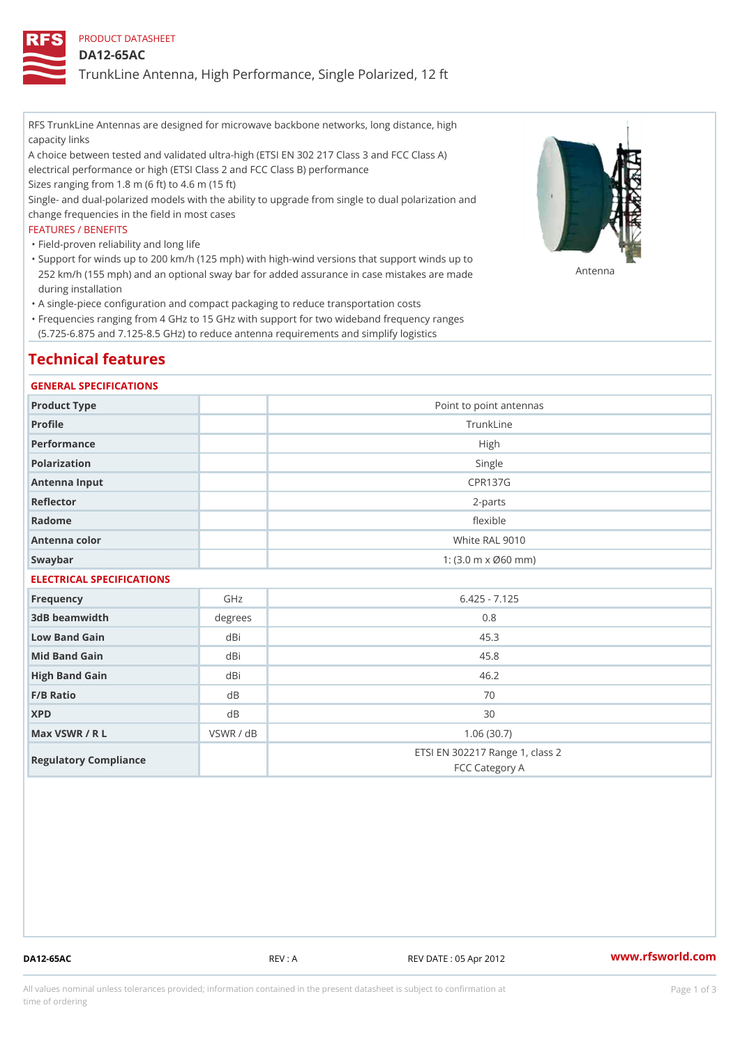PRODUCT DATASHEET

# DA12-65AC

## TrunkLine Antenna, High Performance, Single Polarized, 12 ft

RFS TrunkLine Antennas are designed for microwave backbone networks, long distance, high capacity links

A choice between tested and validated ultra-high (ETSI EN 302 217 Class 3 and FCC Class A) electrical performance or high (ETSI Class 2 and FCC Class B) performance

Sizes ranging from 1.8 m (6 ft) to 4.6 m (15 ft)

Single- and dual-polarized models with the ability to upgrade from single to dual polarization and change frequencies in the field in most cases

FEATURES / BENEFITS

- Field-proven reliability and long life
- Support for winds up to 200 km/h (125 mph) with high-wind versions that support winds up to 252 km/h (155 mph) and an optional sway bar for added assurance in case mistakes are made during installation
- A single-piece configuration and compact packaging to reduce transportation costs
- Frequencies ranging from 4 GHz to 15 GHz with support for two wideband frequency ranges (5.725-6.875 and 7.125-8.5 GHz) to reduce antenna requirements and simplify logistics

Antenna

## Technical features

### GENERAL SPECIFICATIONS

| | | |
|---|---|---|
| Product Type | | Point to point antennas |
| Profile | | TrunkLine |
| Performance | | High |
| Polarization | | Single |
| Antenna Input | | CPR137G |
| Reflector | | 2-parts |
| Radome | | flexible |
| Antenna color | | White RAL 9010 |
| Swaybar | | 1: (3.0 m x Ø60 mm) |

### ELECTRICAL SPECIFICATIONS

| | | |
|---|---|---|
| Frequency | GHz | 6.425 - 7.125 |
| 3dB beamwidth | degrees | 0.8 |
| Low Band Gain | dBi | 45.3 |
| Mid Band Gain | dBi | 45.8 |
| High Band Gain | dBi | 46.2 |
| F/B Ratio | dB | 70 |
| XPD | dB | 30 |
| Max VSWR / R L | VSWR / dB | 1.06 (30.7) |
| Regulatory Compliance | | ETSI EN 302217 Range 1, class 2<br>FCC Category A |

DA12-65AC REV : A REV DATE : 05 Apr 2012 www.rfsworld.com

All values nominal unless tolerances provided; information contained in the present datasheet is subject to confirmation at time of ordering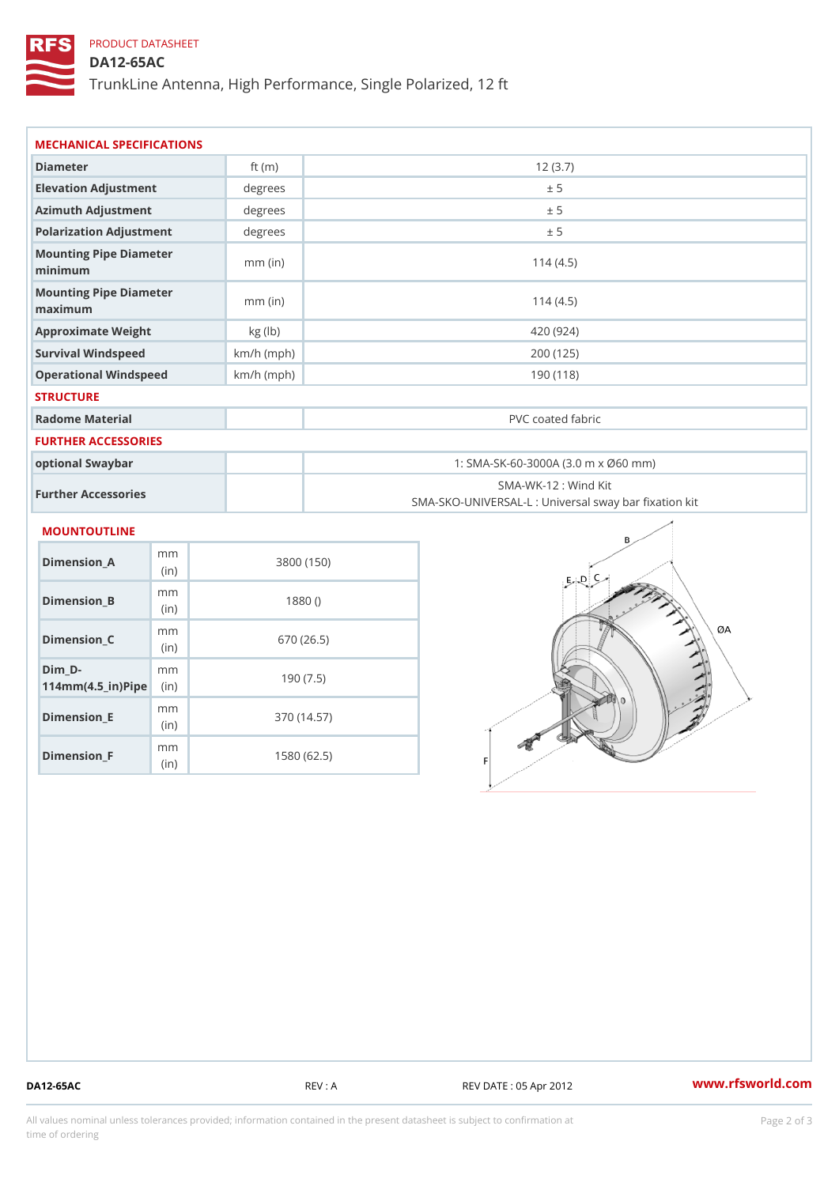PRODUCT DATASHEET

# DA12-65AC

TrunkLine Antenna, High Performance, Single Polarized, 12 ft

## MECHANICAL SPECIFICATIONS

| | | |
|---|---|---|
| Diameter | ft (m) | 12 (3.7) |
| Elevation Adjustment | degrees | ± 5 |
| Azimuth Adjustment | degrees | ± 5 |
| Polarization Adjustment | degrees | ± 5 |
| Mounting Pipe Diameter minimum | mm (in) | 114 (4.5) |
| Mounting Pipe Diameter maximum | mm (in) | 114 (4.5) |
| Approximate Weight | kg (lb) | 420 (924) |
| Survival Windspeed | km/h (mph) | 200 (125) |
| Operational Windspeed | km/h (mph) | 190 (118) |

## STRUCTURE

| | | |
|---|---|---|
| Radome Material | | PVC coated fabric |

## FURTHER ACCESSORIES

| | | |
|---|---|---|
| optional Swaybar | | 1: SMA-SK-60-3000A (3.0 m x Ø60 mm) |
| Further Accessories | | SMA-WK-12 : Wind Kit<br>SMA-SKO-UNIVERSAL-L : Universal sway bar fixation kit |

## MOUNTOUTLINE

| | | |
|---|---|---|
| Dimension_A | mm (in) | 3800 (150) |
| Dimension_B | mm (in) | 1880 () |
| Dimension_C | mm (in) | 670 (26.5) |
| Dim_D-114mm(4.5_in)Pipe | mm (in) | 190 (7.5) |
| Dimension_E | mm (in) | 370 (14.57) |
| Dimension_F | mm (in) | 1580 (62.5) |

DA12-65AC | REV : A | REV DATE : 05 Apr 2012 | www.rfsworld.com

All values nominal unless tolerances provided; information contained in the present datasheet is subject to confirmation at time of ordering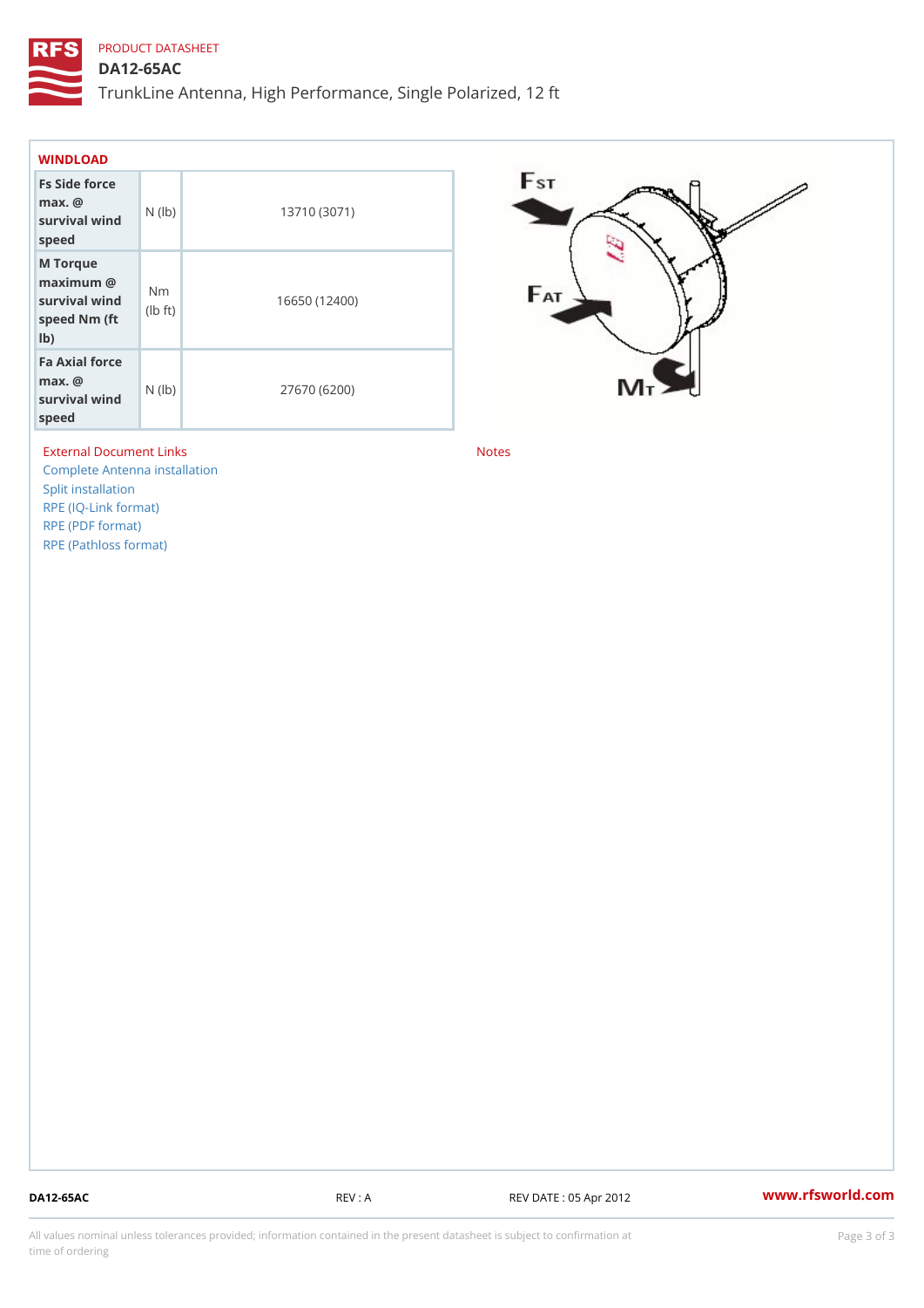PRODUCT DATASHEET

# DA12-65AC

TrunkLine Antenna, High Performance, Single Polarized, 12 ft

## WINDLOAD

| | | |
|---|---|---|
| Fs Side force max. @ survival wind speed | N (lb) | 13710 (3071) |
| M Torque maximum @ survival wind speed Nm (ft lb) | Nm (lb ft) | 16650 (12400) |
| Fa Axial force max. @ survival wind speed | N (lb) | 27670 (6200) |

FST

FAT

MT

External Document Links

Complete Antenna installation

Split installation

RPE (IQ-Link format)

RPE (PDF format)

RPE (Pathloss format)

Notes

DA12-65AC REV : A REV DATE : 05 Apr 2012 www.rfsworld.com

All values nominal unless tolerances provided; information contained in the present datasheet is subject to confirmation at time of ordering